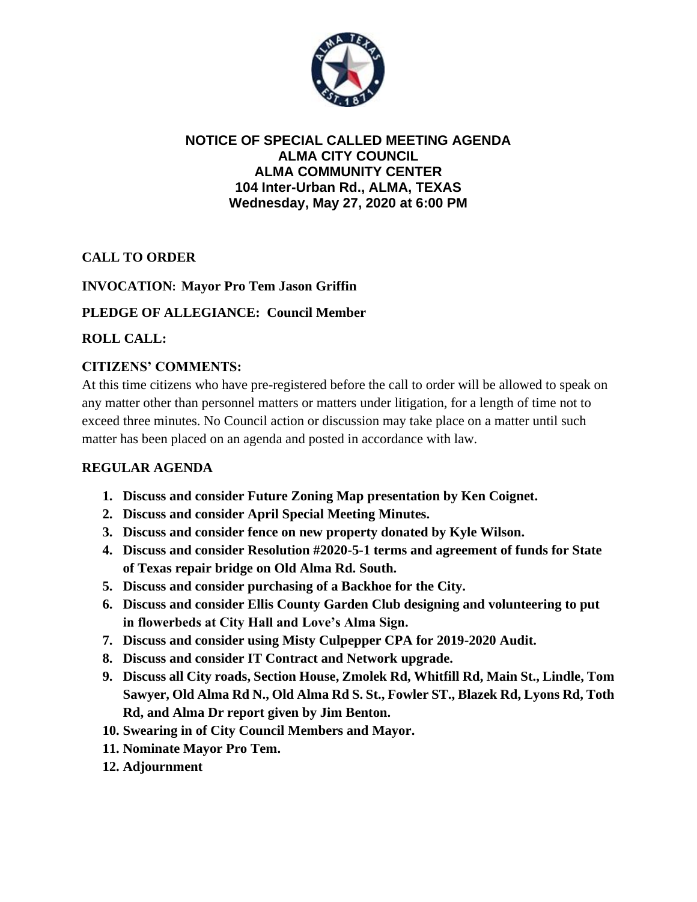# NOTICE OF SPECIAL CALLED MEETING AGENDA
## ALMA CITY COUNCIL
## ALMA COMMUNITY CENTER
## 104 Inter-Urban Rd., ALMA, TEXAS
## Wednesday, May 27, 2020 at 6:00 PM

**CALL TO ORDER**

**INVOCATION: Mayor Pro Tem Jason Griffin**

**PLEDGE OF ALLEGIANCE: Council Member**

**ROLL CALL:**

**CITIZENS' COMMENTS:**

At this time citizens who have pre-registered before the call to order will be allowed to speak on any matter other than personnel matters or matters under litigation, for a length of time not to exceed three minutes. No Council action or discussion may take place on a matter until such matter has been placed on an agenda and posted in accordance with law.

**REGULAR AGENDA**

1. **Discuss and consider Future Zoning Map presentation by Ken Coignet.**
2. **Discuss and consider April Special Meeting Minutes.**
3. **Discuss and consider fence on new property donated by Kyle Wilson.**
4. **Discuss and consider Resolution #2020-5-1 terms and agreement of funds for State of Texas repair bridge on Old Alma Rd. South.**
5. **Discuss and consider purchasing of a Backhoe for the City.**
6. **Discuss and consider Ellis County Garden Club designing and volunteering to put in flowerbeds at City Hall and Love's Alma Sign.**
7. **Discuss and consider using Misty Culpepper CPA for 2019-2020 Audit.**
8. **Discuss and consider IT Contract and Network upgrade.**
9. **Discuss all City roads, Section House, Zmolek Rd, Whitfill Rd, Main St., Lindle, Tom Sawyer, Old Alma Rd N., Old Alma Rd S. St., Fowler ST., Blazek Rd, Lyons Rd, Toth Rd, and Alma Dr report given by Jim Benton.**
10. **Swearing in of City Council Members and Mayor.**
11. **Nominate Mayor Pro Tem.**
12. **Adjournment**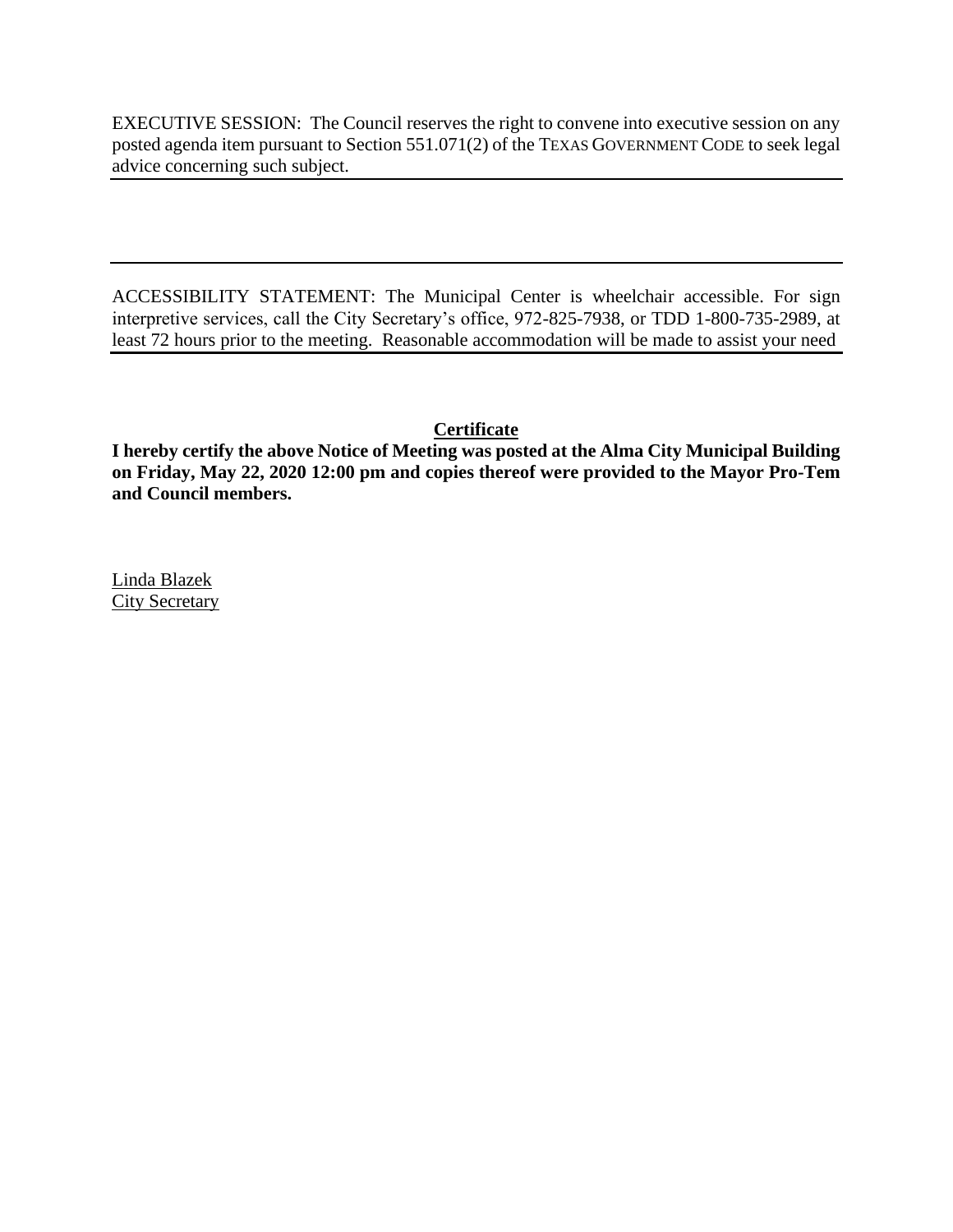EXECUTIVE SESSION: The Council reserves the right to convene into executive session on any posted agenda item pursuant to Section 551.071(2) of the TEXAS GOVERNMENT CODE to seek legal advice concerning such subject.

---

---

ACCESSIBILITY STATEMENT: The Municipal Center is wheelchair accessible. For sign interpretive services, call the City Secretary's office, 972-825-7938, or TDD 1-800-735-2989, at least 72 hours prior to the meeting. Reasonable accommodation will be made to assist your need

---

**Certificate**

**I hereby certify the above Notice of Meeting was posted at the Alma City Municipal Building on Friday, May 22, 2020 12:00 pm and copies thereof were provided to the Mayor Pro-Tem and Council members.**

Linda Blazek
City Secretary